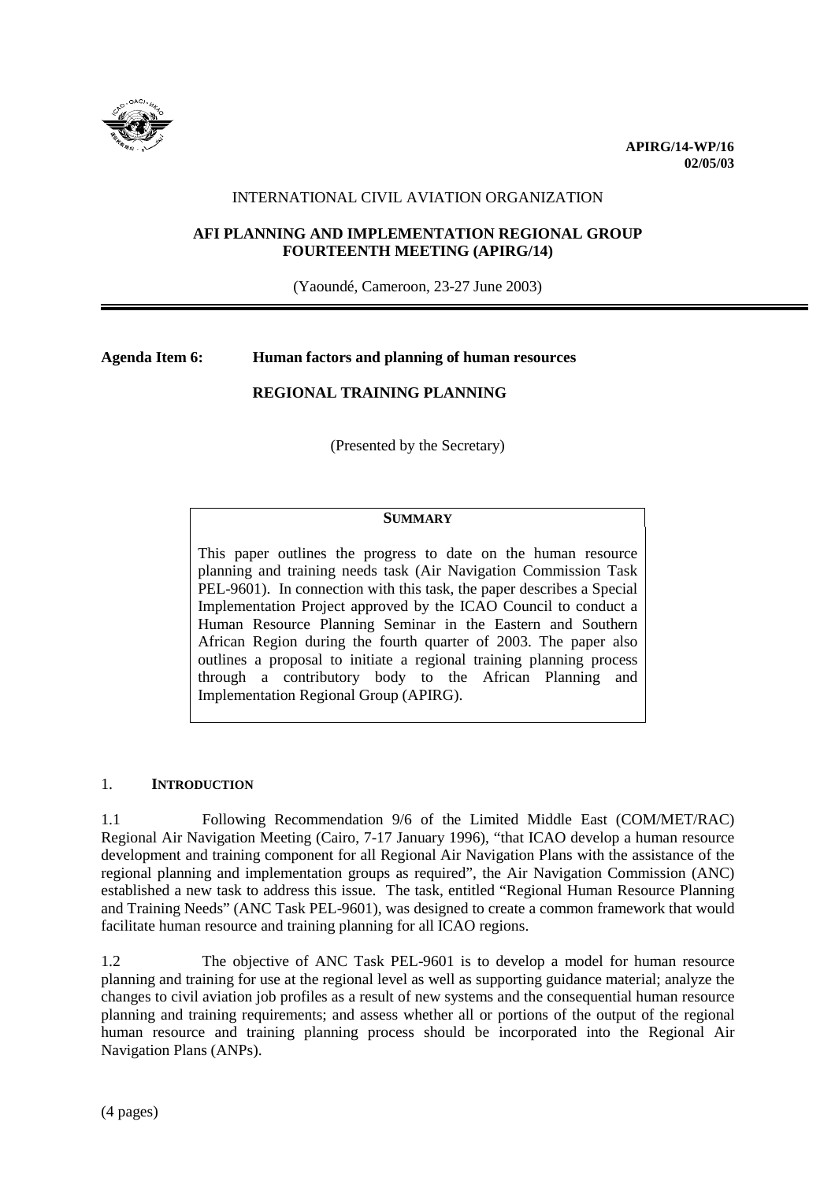**APIRG/14-WP/16**
**02/05/03**

INTERNATIONAL CIVIL AVIATION ORGANIZATION

**AFI PLANNING AND IMPLEMENTATION REGIONAL GROUP**
**FOURTEENTH MEETING (APIRG/14)**

(Yaoundé, Cameroon, 23-27 June 2003)

---

**Agenda Item 6: Human factors and planning of human resources**

**REGIONAL TRAINING PLANNING**

(Presented by the Secretary)

| **SUMMARY** |
| --- |
| This paper outlines the progress to date on the human resource planning and training needs task (Air Navigation Commission Task PEL-9601). In connection with this task, the paper describes a Special Implementation Project approved by the ICAO Council to conduct a Human Resource Planning Seminar in the Eastern and Southern African Region during the fourth quarter of 2003. The paper also outlines a proposal to initiate a regional training planning process through a contributory body to the African Planning and Implementation Regional Group (APIRG). |

## 1. INTRODUCTION

1.1 Following Recommendation 9/6 of the Limited Middle East (COM/MET/RAC) Regional Air Navigation Meeting (Cairo, 7-17 January 1996), "that ICAO develop a human resource development and training component for all Regional Air Navigation Plans with the assistance of the regional planning and implementation groups as required", the Air Navigation Commission (ANC) established a new task to address this issue. The task, entitled "Regional Human Resource Planning and Training Needs" (ANC Task PEL-9601), was designed to create a common framework that would facilitate human resource and training planning for all ICAO regions.

1.2 The objective of ANC Task PEL-9601 is to develop a model for human resource planning and training for use at the regional level as well as supporting guidance material; analyze the changes to civil aviation job profiles as a result of new systems and the consequential human resource planning and training requirements; and assess whether all or portions of the output of the regional human resource and training planning process should be incorporated into the Regional Air Navigation Plans (ANPs).

(4 pages)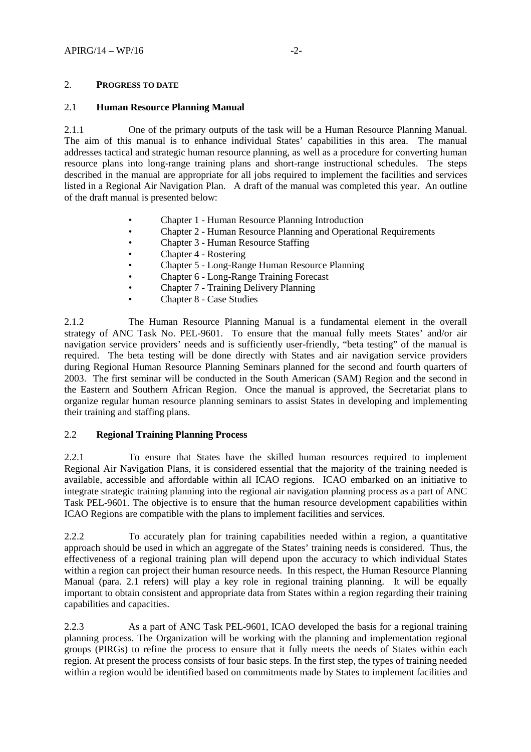## 2. PROGRESS TO DATE

### 2.1 Human Resource Planning Manual

2.1.1 One of the primary outputs of the task will be a Human Resource Planning Manual. The aim of this manual is to enhance individual States' capabilities in this area. The manual addresses tactical and strategic human resource planning, as well as a procedure for converting human resource plans into long-range training plans and short-range instructional schedules. The steps described in the manual are appropriate for all jobs required to implement the facilities and services listed in a Regional Air Navigation Plan. A draft of the manual was completed this year. An outline of the draft manual is presented below:

- Chapter 1 - Human Resource Planning Introduction
- Chapter 2 - Human Resource Planning and Operational Requirements
- Chapter 3 - Human Resource Staffing
- Chapter 4 - Rostering
- Chapter 5 - Long-Range Human Resource Planning
- Chapter 6 - Long-Range Training Forecast
- Chapter 7 - Training Delivery Planning
- Chapter 8 - Case Studies

2.1.2 The Human Resource Planning Manual is a fundamental element in the overall strategy of ANC Task No. PEL-9601. To ensure that the manual fully meets States' and/or air navigation service providers' needs and is sufficiently user-friendly, "beta testing" of the manual is required. The beta testing will be done directly with States and air navigation service providers during Regional Human Resource Planning Seminars planned for the second and fourth quarters of 2003. The first seminar will be conducted in the South American (SAM) Region and the second in the Eastern and Southern African Region. Once the manual is approved, the Secretariat plans to organize regular human resource planning seminars to assist States in developing and implementing their training and staffing plans.

### 2.2 Regional Training Planning Process

2.2.1 To ensure that States have the skilled human resources required to implement Regional Air Navigation Plans, it is considered essential that the majority of the training needed is available, accessible and affordable within all ICAO regions. ICAO embarked on an initiative to integrate strategic training planning into the regional air navigation planning process as a part of ANC Task PEL-9601. The objective is to ensure that the human resource development capabilities within ICAO Regions are compatible with the plans to implement facilities and services.

2.2.2 To accurately plan for training capabilities needed within a region, a quantitative approach should be used in which an aggregate of the States' training needs is considered. Thus, the effectiveness of a regional training plan will depend upon the accuracy to which individual States within a region can project their human resource needs. In this respect, the Human Resource Planning Manual (para. 2.1 refers) will play a key role in regional training planning. It will be equally important to obtain consistent and appropriate data from States within a region regarding their training capabilities and capacities.

2.2.3 As a part of ANC Task PEL-9601, ICAO developed the basis for a regional training planning process. The Organization will be working with the planning and implementation regional groups (PIRGs) to refine the process to ensure that it fully meets the needs of States within each region. At present the process consists of four basic steps. In the first step, the types of training needed within a region would be identified based on commitments made by States to implement facilities and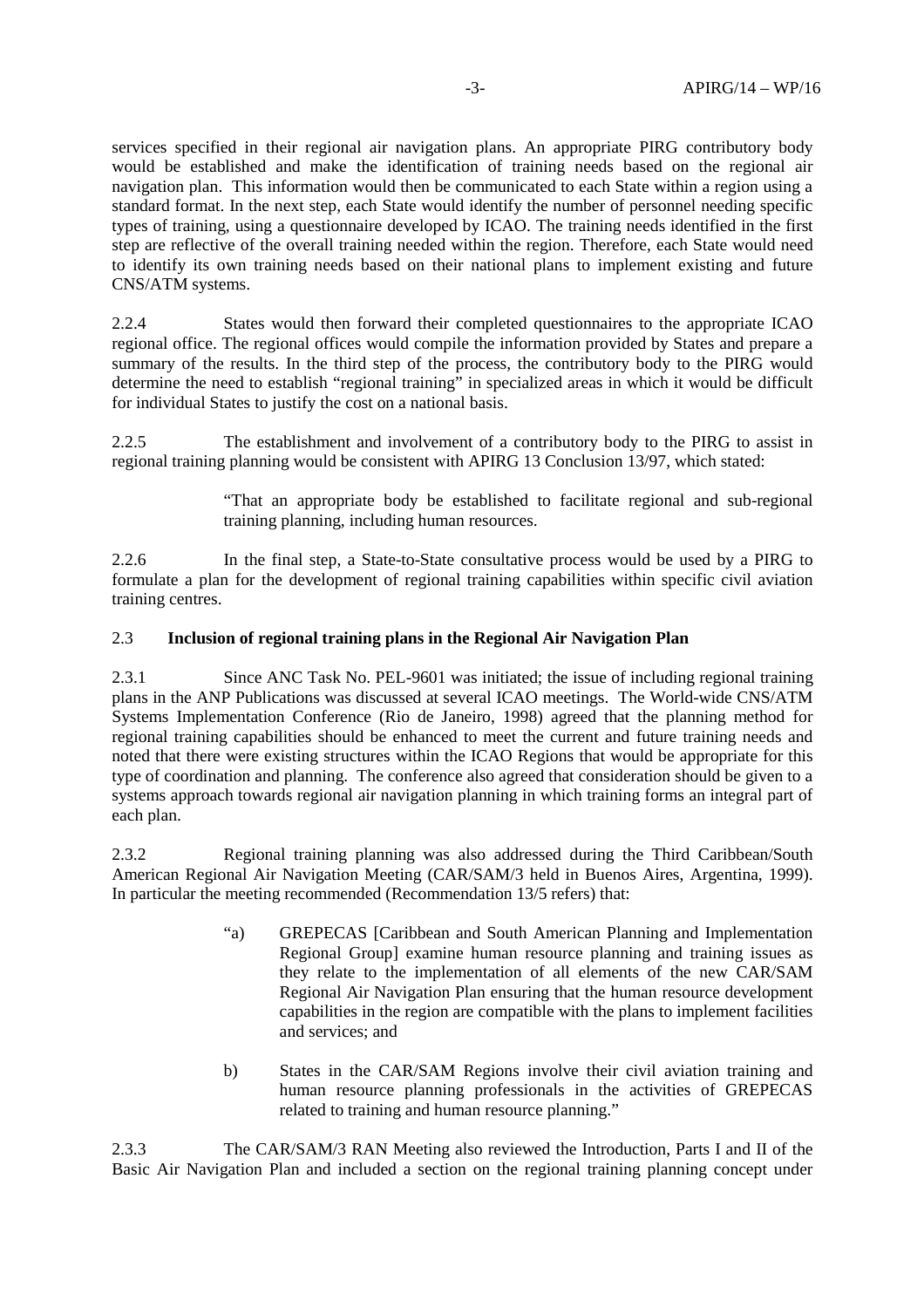services specified in their regional air navigation plans. An appropriate PIRG contributory body would be established and make the identification of training needs based on the regional air navigation plan. This information would then be communicated to each State within a region using a standard format. In the next step, each State would identify the number of personnel needing specific types of training, using a questionnaire developed by ICAO. The training needs identified in the first step are reflective of the overall training needed within the region. Therefore, each State would need to identify its own training needs based on their national plans to implement existing and future CNS/ATM systems.

2.2.4 States would then forward their completed questionnaires to the appropriate ICAO regional office. The regional offices would compile the information provided by States and prepare a summary of the results. In the third step of the process, the contributory body to the PIRG would determine the need to establish "regional training" in specialized areas in which it would be difficult for individual States to justify the cost on a national basis.

2.2.5 The establishment and involvement of a contributory body to the PIRG to assist in regional training planning would be consistent with APIRG 13 Conclusion 13/97, which stated:

> "That an appropriate body be established to facilitate regional and sub-regional training planning, including human resources.

2.2.6 In the final step, a State-to-State consultative process would be used by a PIRG to formulate a plan for the development of regional training capabilities within specific civil aviation training centres.

### 2.3 Inclusion of regional training plans in the Regional Air Navigation Plan

2.3.1 Since ANC Task No. PEL-9601 was initiated; the issue of including regional training plans in the ANP Publications was discussed at several ICAO meetings. The World-wide CNS/ATM Systems Implementation Conference (Rio de Janeiro, 1998) agreed that the planning method for regional training capabilities should be enhanced to meet the current and future training needs and noted that there were existing structures within the ICAO Regions that would be appropriate for this type of coordination and planning. The conference also agreed that consideration should be given to a systems approach towards regional air navigation planning in which training forms an integral part of each plan.

2.3.2 Regional training planning was also addressed during the Third Caribbean/South American Regional Air Navigation Meeting (CAR/SAM/3 held in Buenos Aires, Argentina, 1999). In particular the meeting recommended (Recommendation 13/5 refers) that:

> "a) GREPECAS [Caribbean and South American Planning and Implementation Regional Group] examine human resource planning and training issues as they relate to the implementation of all elements of the new CAR/SAM Regional Air Navigation Plan ensuring that the human resource development capabilities in the region are compatible with the plans to implement facilities and services; and
>
> b) States in the CAR/SAM Regions involve their civil aviation training and human resource planning professionals in the activities of GREPECAS related to training and human resource planning."

2.3.3 The CAR/SAM/3 RAN Meeting also reviewed the Introduction, Parts I and II of the Basic Air Navigation Plan and included a section on the regional training planning concept under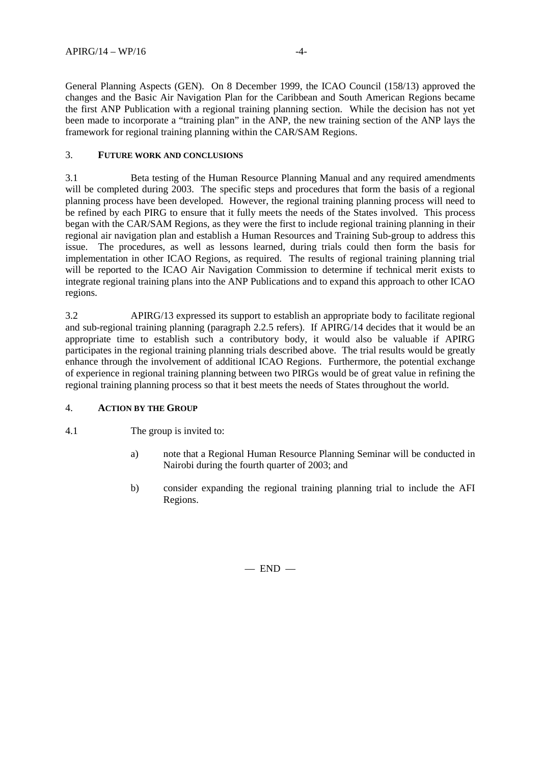General Planning Aspects (GEN). On 8 December 1999, the ICAO Council (158/13) approved the changes and the Basic Air Navigation Plan for the Caribbean and South American Regions became the first ANP Publication with a regional training planning section. While the decision has not yet been made to incorporate a "training plan" in the ANP, the new training section of the ANP lays the framework for regional training planning within the CAR/SAM Regions.

## 3. FUTURE WORK AND CONCLUSIONS

3.1 Beta testing of the Human Resource Planning Manual and any required amendments will be completed during 2003. The specific steps and procedures that form the basis of a regional planning process have been developed. However, the regional training planning process will need to be refined by each PIRG to ensure that it fully meets the needs of the States involved. This process began with the CAR/SAM Regions, as they were the first to include regional training planning in their regional air navigation plan and establish a Human Resources and Training Sub-group to address this issue. The procedures, as well as lessons learned, during trials could then form the basis for implementation in other ICAO Regions, as required. The results of regional training planning trial will be reported to the ICAO Air Navigation Commission to determine if technical merit exists to integrate regional training plans into the ANP Publications and to expand this approach to other ICAO regions.

3.2 APIRG/13 expressed its support to establish an appropriate body to facilitate regional and sub-regional training planning (paragraph 2.2.5 refers). If APIRG/14 decides that it would be an appropriate time to establish such a contributory body, it would also be valuable if APIRG participates in the regional training planning trials described above. The trial results would be greatly enhance through the involvement of additional ICAO Regions. Furthermore, the potential exchange of experience in regional training planning between two PIRGs would be of great value in refining the regional training planning process so that it best meets the needs of States throughout the world.

## 4. ACTION BY THE GROUP

4.1 The group is invited to:

a) note that a Regional Human Resource Planning Seminar will be conducted in Nairobi during the fourth quarter of 2003; and

b) consider expanding the regional training planning trial to include the AFI Regions.

— END —